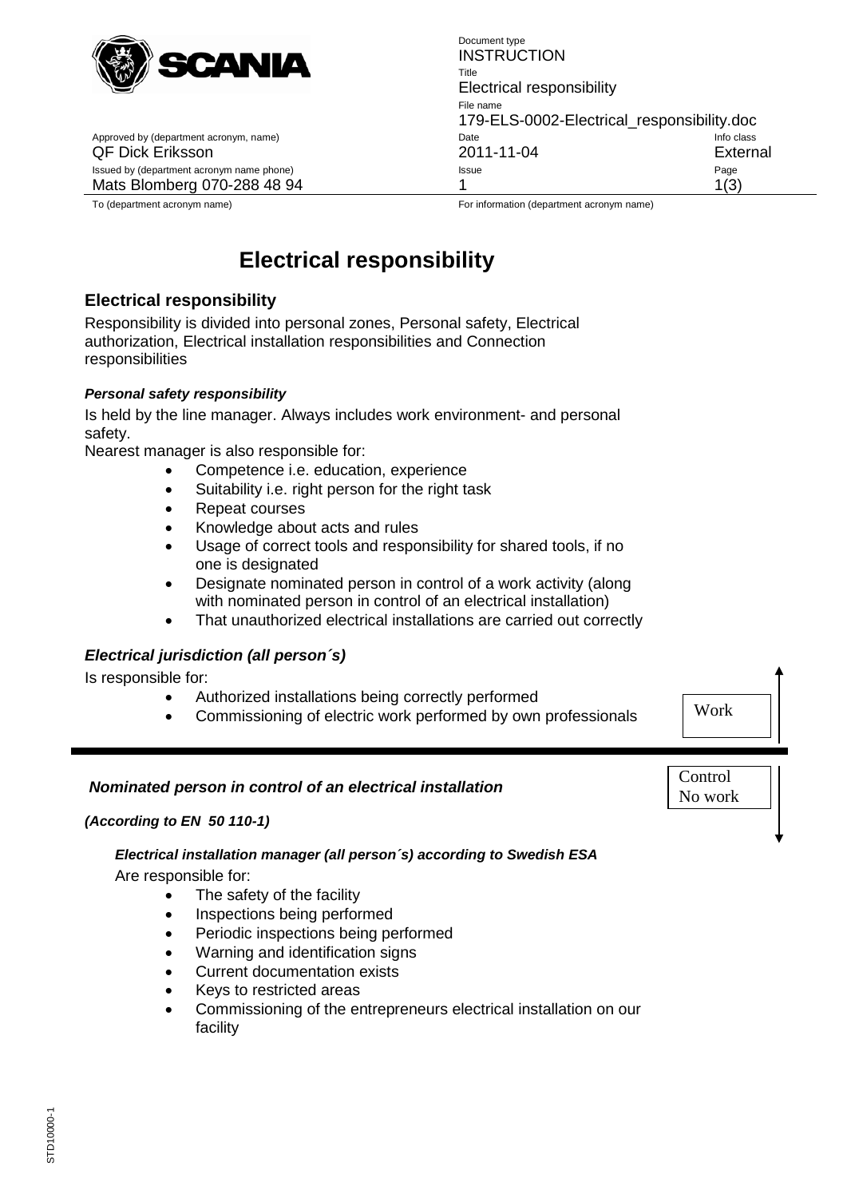| | Document type | |
|---|---|---|
| | INSTRUCTION | |
| | Title | |
| | Electrical responsibility | |
| | File name | |
| | 179-ELS-0002-Electrical_responsibility.doc | |
| Approved by (department acronym, name) | Date | Info class |
| QF Dick Eriksson | 2011-11-04 | External |
| Issued by (department acronym name phone) | Issue | |
| Mats Blomberg 070-288 48 94 | 1 | |
| To (department acronym name) | For information (department acronym name) | |

# Electrical responsibility

## Electrical responsibility

Responsibility is divided into personal zones, Personal safety, Electrical authorization, Electrical installation responsibilities and Connection responsibilities

#### *Personal safety responsibility*

Is held by the line manager. Always includes work environment- and personal safety.
Nearest manager is also responsible for:

- Competence i.e. education, experience
- Suitability i.e. right person for the right task
- Repeat courses
- Knowledge about acts and rules
- Usage of correct tools and responsibility for shared tools, if no one is designated
- Designate nominated person in control of a work activity (along with nominated person in control of an electrical installation)
- That unauthorized electrical installations are carried out correctly

### *Electrical jurisdiction (all person´s)*

Is responsible for:

- Authorized installations being correctly performed
- Commissioning of electric work performed by own professionals

Work

---

### *Nominated person in control of an electrical installation*

Control
No work

***(According to EN 50 110-1)***

***Electrical installation manager (all person´s) according to Swedish ESA***

Are responsible for:

- The safety of the facility
- Inspections being performed
- Periodic inspections being performed
- Warning and identification signs
- Current documentation exists
- Keys to restricted areas
- Commissioning of the entrepreneurs electrical installation on our facility

STD10000-1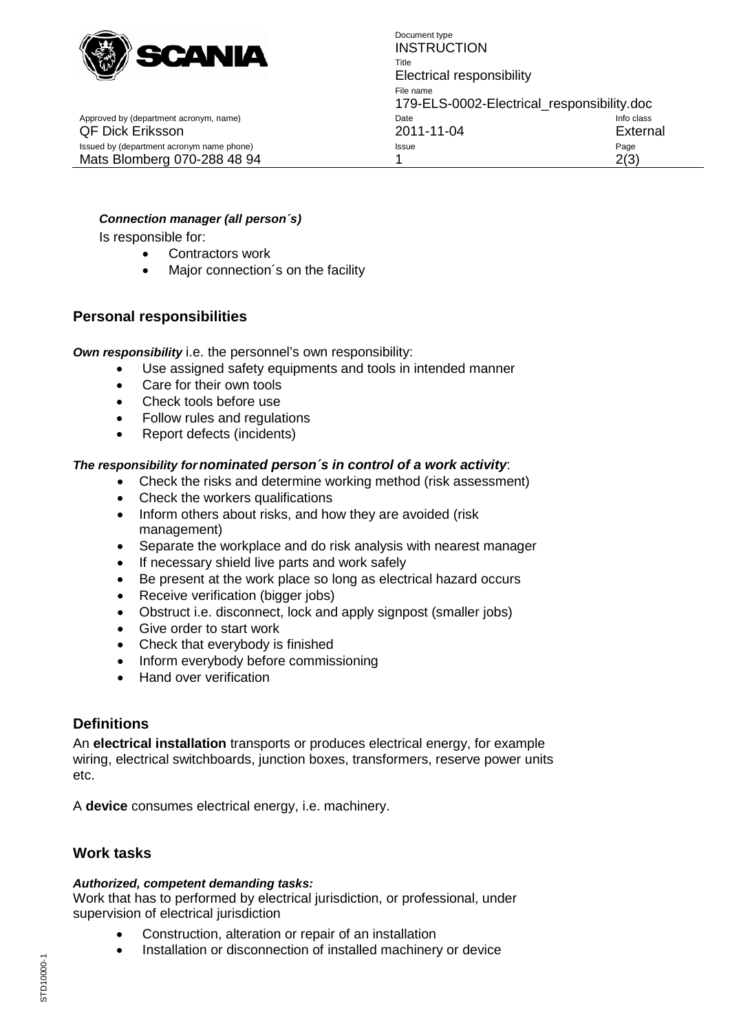***Connection manager (all person´s)***

Is responsible for:

- Contractors work
- Major connection´s on the facility

## Personal responsibilities

***Own responsibility*** i.e. the personnel's own responsibility:

- Use assigned safety equipments and tools in intended manner
- Care for their own tools
- Check tools before use
- Follow rules and regulations
- Report defects (incidents)

***The responsibility for nominated person´s in control of a work activity***:

- Check the risks and determine working method (risk assessment)
- Check the workers qualifications
- Inform others about risks, and how they are avoided (risk management)
- Separate the workplace and do risk analysis with nearest manager
- If necessary shield live parts and work safely
- Be present at the work place so long as electrical hazard occurs
- Receive verification (bigger jobs)
- Obstruct i.e. disconnect, lock and apply signpost (smaller jobs)
- Give order to start work
- Check that everybody is finished
- Inform everybody before commissioning
- Hand over verification

## Definitions

An **electrical installation** transports or produces electrical energy, for example wiring, electrical switchboards, junction boxes, transformers, reserve power units etc.

A **device** consumes electrical energy, i.e. machinery.

## Work tasks

***Authorized, competent demanding tasks:***

Work that has to performed by electrical jurisdiction, or professional, under supervision of electrical jurisdiction

- Construction, alteration or repair of an installation
- Installation or disconnection of installed machinery or device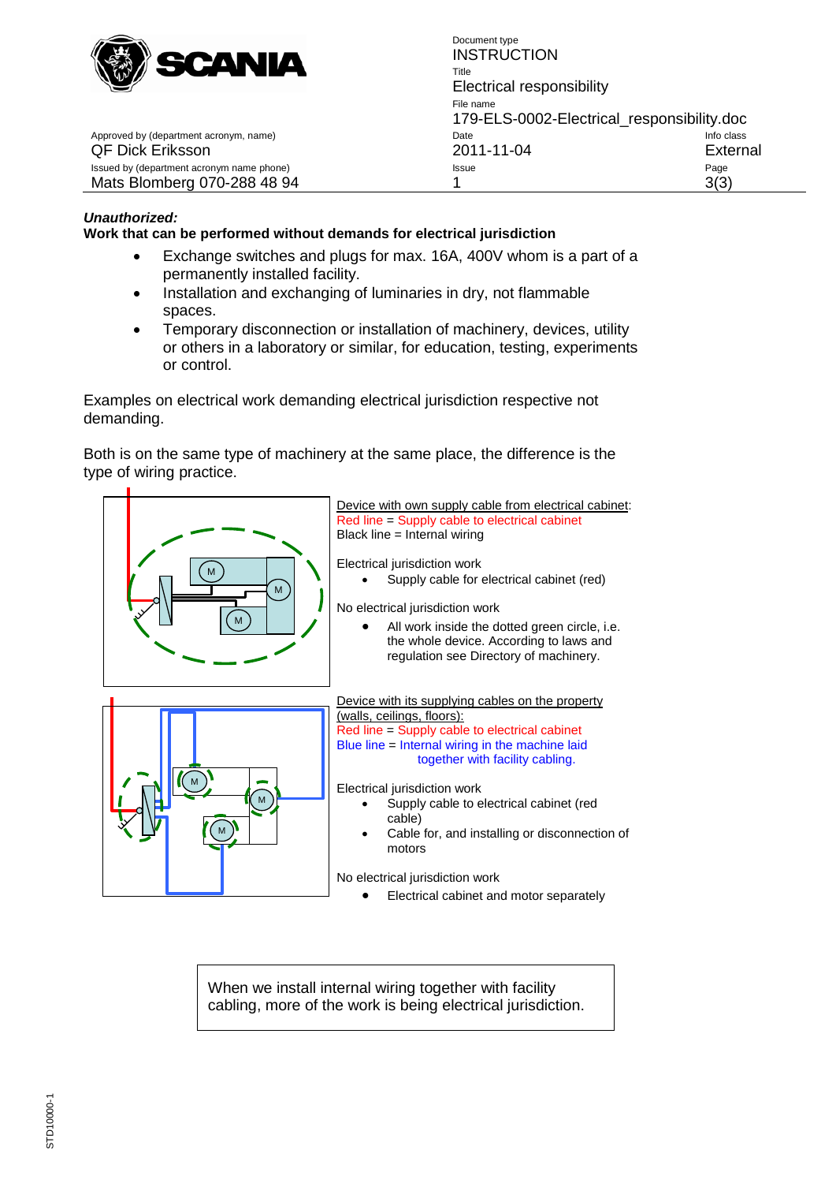***Unauthorized:***
**Work that can be performed without demands for electrical jurisdiction**

- Exchange switches and plugs for max. 16A, 400V whom is a part of a permanently installed facility.
- Installation and exchanging of luminaries in dry, not flammable spaces.
- Temporary disconnection or installation of machinery, devices, utility or others in a laboratory or similar, for education, testing, experiments or control.

Examples on electrical work demanding electrical jurisdiction respective not demanding.

Both is on the same type of machinery at the same place, the difference is the type of wiring practice.

M
M
M

Device with own supply cable from electrical cabinet:
Red line = Supply cable to electrical cabinet
Black line = Internal wiring

Electrical jurisdiction work

- Supply cable for electrical cabinet (red)

No electrical jurisdiction work

- All work inside the dotted green circle, i.e. the whole device. According to laws and regulation see Directory of machinery.

M
M
M

Device with its supplying cables on the property (walls, ceilings, floors):
Red line = Supply cable to electrical cabinet
Blue line = Internal wiring in the machine laid together with facility cabling.

Electrical jurisdiction work

- Supply cable to electrical cabinet (red cable)
- Cable for, and installing or disconnection of motors

No electrical jurisdiction work

- Electrical cabinet and motor separately

When we install internal wiring together with facility cabling, more of the work is being electrical jurisdiction.